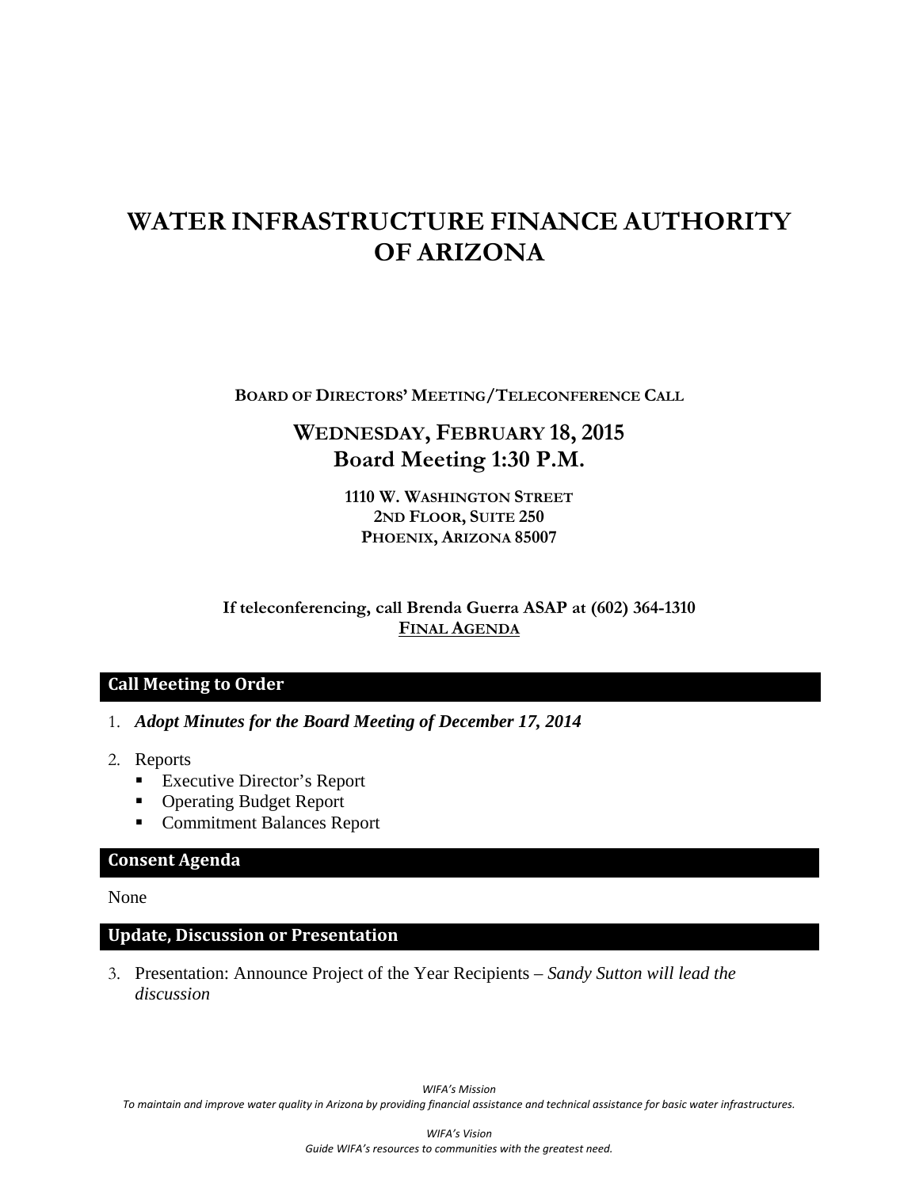# WATER INFRASTRUCTURE FINANCE AUTHORITY OF ARIZONA

**BOARD OF DIRECTORS' MEETING/TELECONFERENCE CALL**

## WEDNESDAY, FEBRUARY 18, 2015
## Board Meeting 1:30 P.M.

**1110 W. WASHINGTON STREET**
**2ND FLOOR, SUITE 250**
**PHOENIX, ARIZONA 85007**

**If teleconferencing, call Brenda Guerra ASAP at (602) 364-1310**
**FINAL AGENDA**

## Call Meeting to Order

1. ***Adopt Minutes for the Board Meeting of December 17, 2014***

2. Reports
   - Executive Director's Report
   - Operating Budget Report
   - Commitment Balances Report

## Consent Agenda

None

## Update, Discussion or Presentation

3. Presentation: Announce Project of the Year Recipients – *Sandy Sutton will lead the discussion*

*WIFA's Mission*
*To maintain and improve water quality in Arizona by providing financial assistance and technical assistance for basic water infrastructures.*

*WIFA's Vision*
*Guide WIFA's resources to communities with the greatest need.*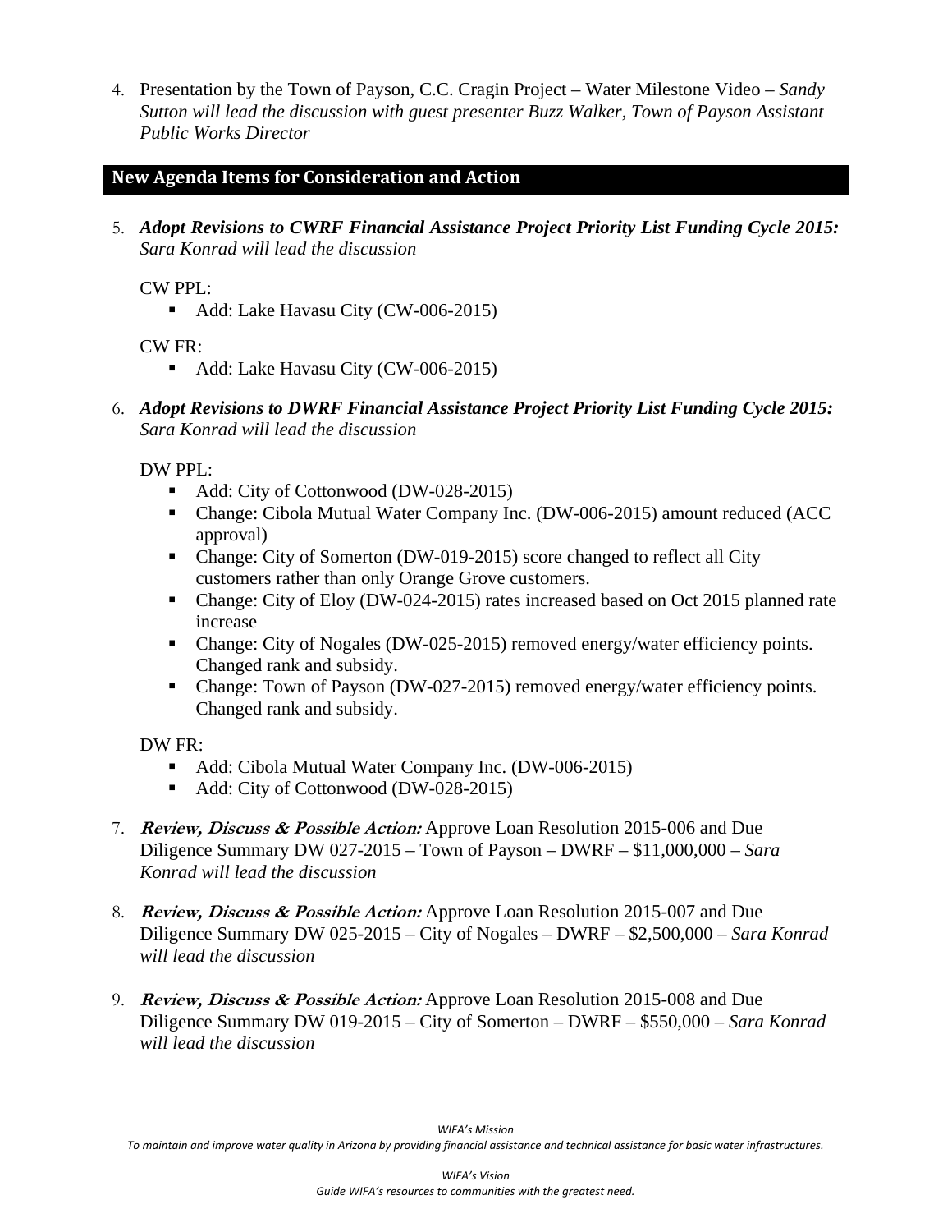4. Presentation by the Town of Payson, C.C. Cragin Project – Water Milestone Video – *Sandy Sutton will lead the discussion with guest presenter Buzz Walker, Town of Payson Assistant Public Works Director*

## New Agenda Items for Consideration and Action

5. ***Adopt Revisions to CWRF Financial Assistance Project Priority List Funding Cycle 2015:*** *Sara Konrad will lead the discussion*

   CW PPL:
   - Add: Lake Havasu City (CW-006-2015)

   CW FR:
   - Add: Lake Havasu City (CW-006-2015)

6. ***Adopt Revisions to DWRF Financial Assistance Project Priority List Funding Cycle 2015:*** *Sara Konrad will lead the discussion*

   DW PPL:
   - Add: City of Cottonwood (DW-028-2015)
   - Change: Cibola Mutual Water Company Inc. (DW-006-2015) amount reduced (ACC approval)
   - Change: City of Somerton (DW-019-2015) score changed to reflect all City customers rather than only Orange Grove customers.
   - Change: City of Eloy (DW-024-2015) rates increased based on Oct 2015 planned rate increase
   - Change: City of Nogales (DW-025-2015) removed energy/water efficiency points. Changed rank and subsidy.
   - Change: Town of Payson (DW-027-2015) removed energy/water efficiency points. Changed rank and subsidy.

   DW FR:
   - Add: Cibola Mutual Water Company Inc. (DW-006-2015)
   - Add: City of Cottonwood (DW-028-2015)

7. ***Review, Discuss & Possible Action:*** Approve Loan Resolution 2015-006 and Due Diligence Summary DW 027-2015 – Town of Payson – DWRF – $11,000,000 – *Sara Konrad will lead the discussion*

8. ***Review, Discuss & Possible Action:*** Approve Loan Resolution 2015-007 and Due Diligence Summary DW 025-2015 – City of Nogales – DWRF – $2,500,000 – *Sara Konrad will lead the discussion*

9. ***Review, Discuss & Possible Action:*** Approve Loan Resolution 2015-008 and Due Diligence Summary DW 019-2015 – City of Somerton – DWRF – $550,000 – *Sara Konrad will lead the discussion*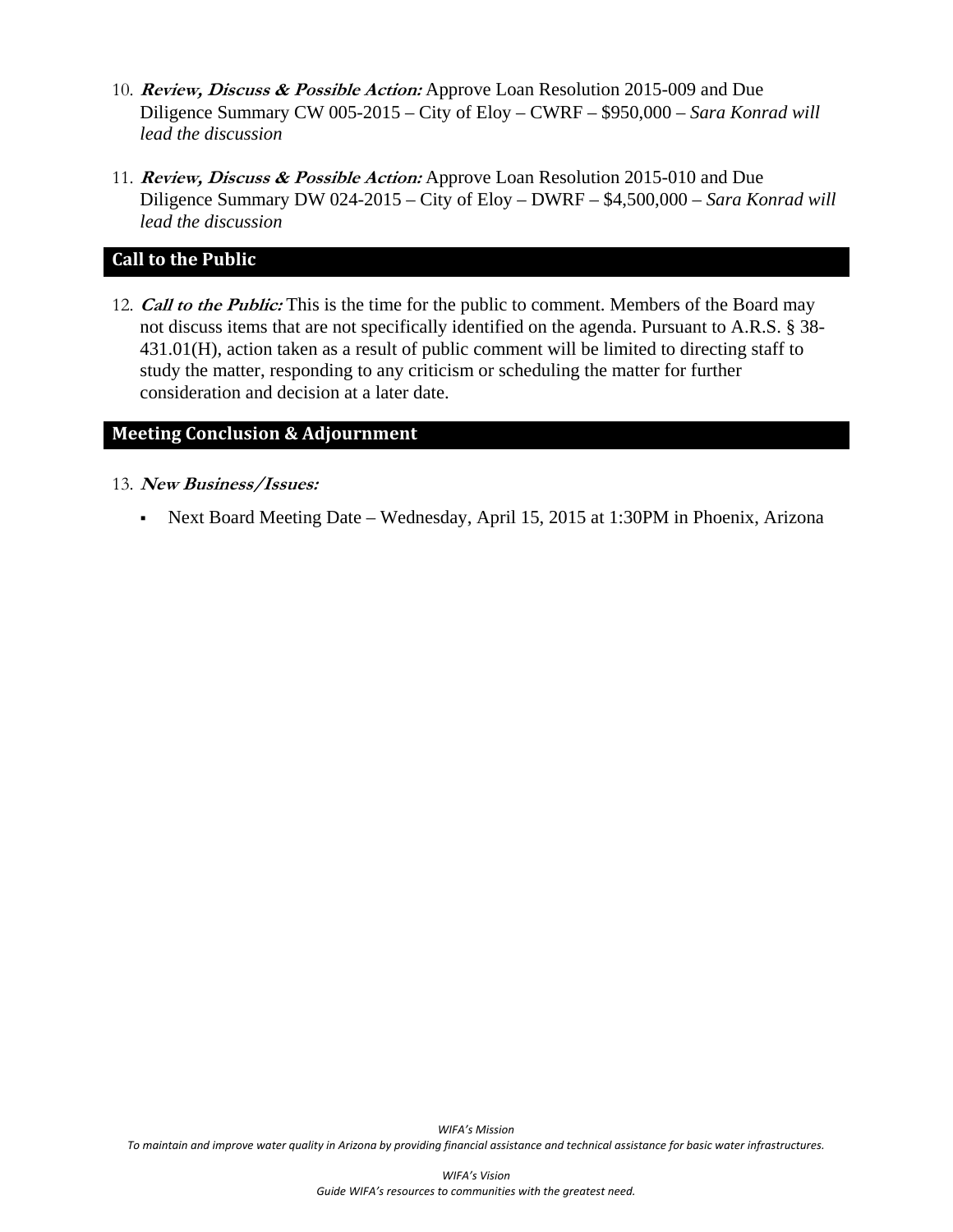10. ***Review, Discuss & Possible Action:*** Approve Loan Resolution 2015-009 and Due Diligence Summary CW 005-2015 – City of Eloy – CWRF – $950,000 – *Sara Konrad will lead the discussion*

11. ***Review, Discuss & Possible Action:*** Approve Loan Resolution 2015-010 and Due Diligence Summary DW 024-2015 – City of Eloy – DWRF – $4,500,000 – *Sara Konrad will lead the discussion*

## Call to the Public

12. ***Call to the Public:*** This is the time for the public to comment. Members of the Board may not discuss items that are not specifically identified on the agenda. Pursuant to A.R.S. § 38-431.01(H), action taken as a result of public comment will be limited to directing staff to study the matter, responding to any criticism or scheduling the matter for further consideration and decision at a later date.

## Meeting Conclusion & Adjournment

13. ***New Business/Issues:***

    - Next Board Meeting Date – Wednesday, April 15, 2015 at 1:30PM in Phoenix, Arizona

*WIFA's Mission*
*To maintain and improve water quality in Arizona by providing financial assistance and technical assistance for basic water infrastructures.*

*WIFA's Vision*
*Guide WIFA's resources to communities with the greatest need.*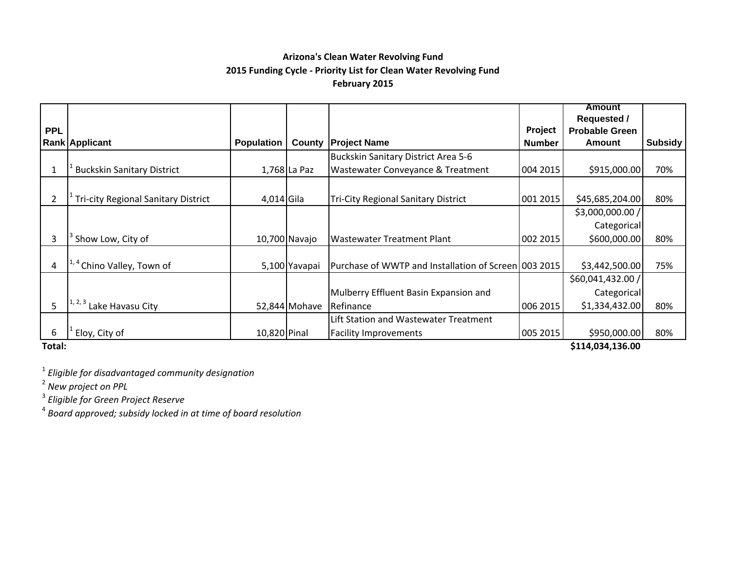**Arizona's Clean Water Revolving Fund**
**2015 Funding Cycle - Priority List for Clean Water Revolving Fund**
**February 2015**

| PPL Rank | Applicant | Population | County | Project Name | Project Number | Amount Requested / Probable Green Amount | Subsidy |
|---|---|---|---|---|---|---|---|
| 1 | [1] Buckskin Sanitary District | 1,768 | La Paz | Buckskin Sanitary District Area 5-6 Wastewater Conveyance & Treatment | 004 2015 | $915,000.00 | 70% |
| 2 | [1] Tri-city Regional Sanitary District | 4,014 | Gila | Tri-City Regional Sanitary District | 001 2015 | $45,685,204.00 | 80% |
| 3 | [3] Show Low, City of | 10,700 | Navajo | Wastewater Treatment Plant | 002 2015 | $3,000,000.00 / Categorical $600,000.00 | 80% |
| 4 | [1, 4] Chino Valley, Town of | 5,100 | Yavapai | Purchase of WWTP and Installation of Screen | 003 2015 | $3,442,500.00 | 75% |
| 5 | [1, 2, 3] Lake Havasu City | 52,844 | Mohave | Mulberry Effluent Basin Expansion and Refinance | 006 2015 | $60,041,432.00 / Categorical $1,334,432.00 | 80% |
| 6 | [1] Eloy, City of | 10,820 | Pinal | Lift Station and Wastewater Treatment Facility Improvements | 005 2015 | $950,000.00 | 80% |
| **Total:** | | | | | | **$114,034,136.00** | |

[1] *Eligible for disadvantaged community designation*
[2] *New project on PPL*
[3] *Eligible for Green Project Reserve*
[4] *Board approved; subsidy locked in at time of board resolution*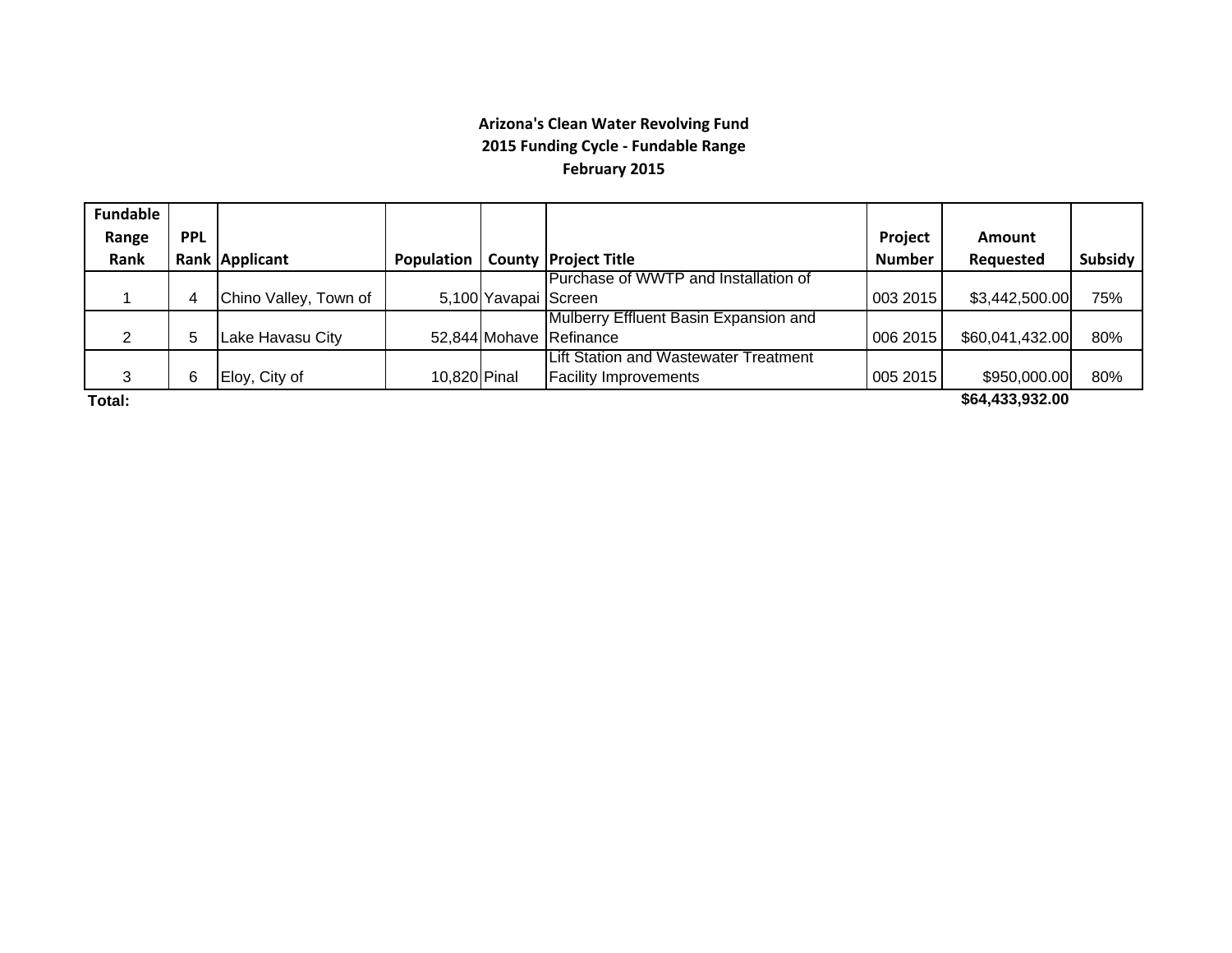**Arizona's Clean Water Revolving Fund**
**2015 Funding Cycle - Fundable Range**
**February 2015**

| Fundable Range Rank | PPL Rank | Applicant | Population | County | Project Title | Project Number | Amount Requested | Subsidy |
|---|---|---|---|---|---|---|---|---|
| 1 | 4 | Chino Valley, Town of | 5,100 | Yavapai | Purchase of WWTP and Installation of Screen | 003 2015 | $3,442,500.00 | 75% |
| 2 | 5 | Lake Havasu City | 52,844 | Mohave | Mulberry Effluent Basin Expansion and Refinance | 006 2015 | $60,041,432.00 | 80% |
| 3 | 6 | Eloy, City of | 10,820 | Pinal | Lift Station and Wastewater Treatment Facility Improvements | 005 2015 | $950,000.00 | 80% |
| **Total:** | | | | | | | **$64,433,932.00** | |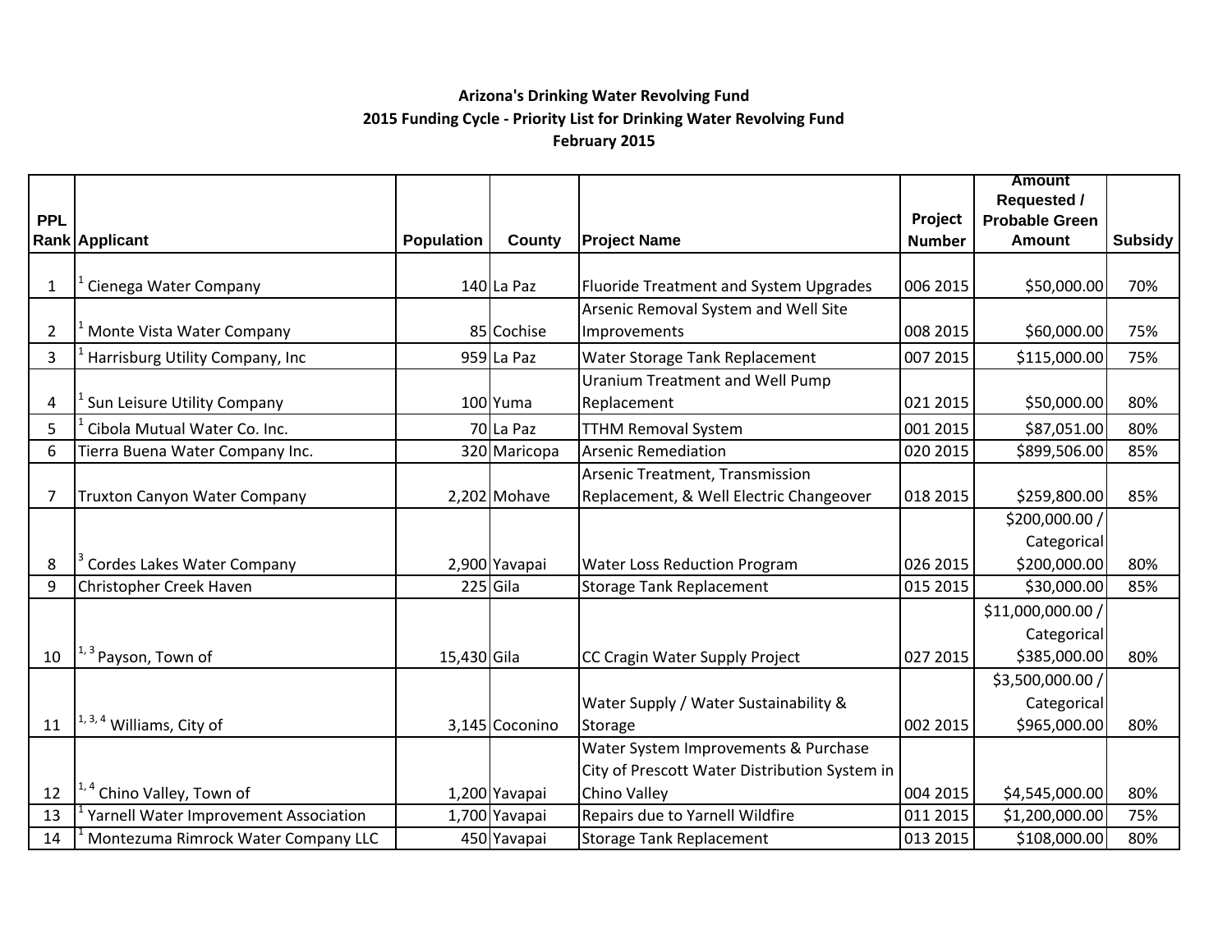**Arizona's Drinking Water Revolving Fund**

**2015 Funding Cycle - Priority List for Drinking Water Revolving Fund**

**February 2015**

| PPL Rank | Applicant | Population | County | Project Name | Project Number | Amount Requested / Probable Green Amount | Subsidy |
|---|---|---|---|---|---|---|---|
| 1 | [1] Cienega Water Company | 140 | La Paz | Fluoride Treatment and System Upgrades | 006 2015 | $50,000.00 | 70% |
| 2 | [1] Monte Vista Water Company | 85 | Cochise | Arsenic Removal System and Well Site Improvements | 008 2015 | $60,000.00 | 75% |
| 3 | [1] Harrisburg Utility Company, Inc | 959 | La Paz | Water Storage Tank Replacement | 007 2015 | $115,000.00 | 75% |
| 4 | [1] Sun Leisure Utility Company | 100 | Yuma | Uranium Treatment and Well Pump Replacement | 021 2015 | $50,000.00 | 80% |
| 5 | [1] Cibola Mutual Water Co. Inc. | 70 | La Paz | TTHM Removal System | 001 2015 | $87,051.00 | 80% |
| 6 | Tierra Buena Water Company Inc. | 320 | Maricopa | Arsenic Remediation | 020 2015 | $899,506.00 | 85% |
| 7 | Truxton Canyon Water Company | 2,202 | Mohave | Arsenic Treatment, Transmission Replacement, & Well Electric Changeover | 018 2015 | $259,800.00 | 85% |
| 8 | [3] Cordes Lakes Water Company | 2,900 | Yavapai | Water Loss Reduction Program | 026 2015 | $200,000.00 / Categorical $200,000.00 | 80% |
| 9 | Christopher Creek Haven | 225 | Gila | Storage Tank Replacement | 015 2015 | $30,000.00 | 85% |
| 10 | [1, 3] Payson, Town of | 15,430 | Gila | CC Cragin Water Supply Project | 027 2015 | $11,000,000.00 / Categorical $385,000.00 | 80% |
| 11 | [1, 3, 4] Williams, City of | 3,145 | Coconino | Water Supply / Water Sustainability & Storage | 002 2015 | $3,500,000.00 / Categorical $965,000.00 | 80% |
| 12 | [1, 4] Chino Valley, Town of | 1,200 | Yavapai | Water System Improvements & Purchase City of Prescott Water Distribution System in Chino Valley | 004 2015 | $4,545,000.00 | 80% |
| 13 | [1] Yarnell Water Improvement Association | 1,700 | Yavapai | Repairs due to Yarnell Wildfire | 011 2015 | $1,200,000.00 | 75% |
| 14 | [1] Montezuma Rimrock Water Company LLC | 450 | Yavapai | Storage Tank Replacement | 013 2015 | $108,000.00 | 80% |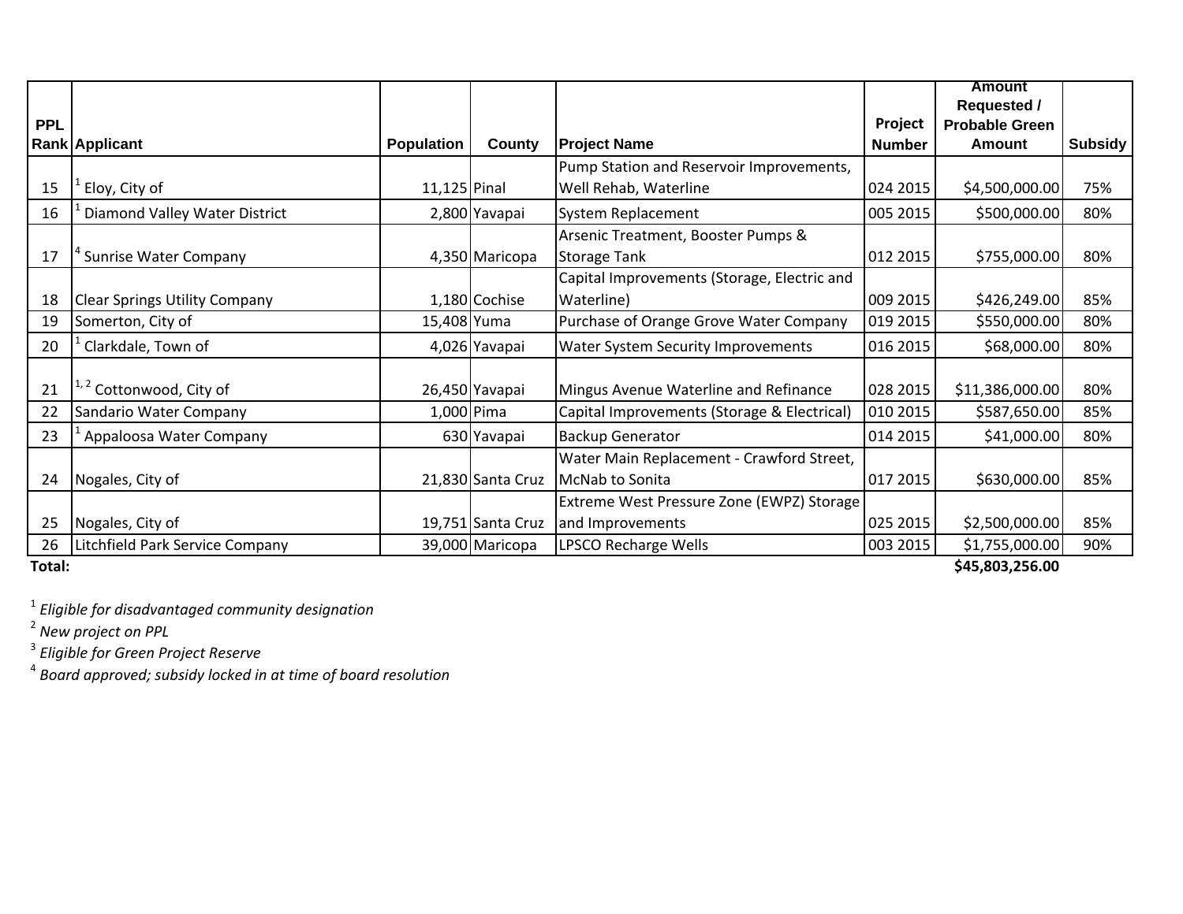| PPL Rank | Applicant | Population | County | Project Name | Project Number | Amount Requested / Probable Green Amount | Subsidy |
|---|---|---|---|---|---|---|---|
| 15 | [1] Eloy, City of | 11,125 | Pinal | Pump Station and Reservoir Improvements, Well Rehab, Waterline | 024 2015 | $4,500,000.00 | 75% |
| 16 | [1] Diamond Valley Water District | 2,800 | Yavapai | System Replacement | 005 2015 | $500,000.00 | 80% |
| 17 | [4] Sunrise Water Company | 4,350 | Maricopa | Arsenic Treatment, Booster Pumps & Storage Tank | 012 2015 | $755,000.00 | 80% |
| 18 | Clear Springs Utility Company | 1,180 | Cochise | Capital Improvements (Storage, Electric and Waterline) | 009 2015 | $426,249.00 | 85% |
| 19 | Somerton, City of | 15,408 | Yuma | Purchase of Orange Grove Water Company | 019 2015 | $550,000.00 | 80% |
| 20 | [1] Clarkdale, Town of | 4,026 | Yavapai | Water System Security Improvements | 016 2015 | $68,000.00 | 80% |
| 21 | [1, 2] Cottonwood, City of | 26,450 | Yavapai | Mingus Avenue Waterline and Refinance | 028 2015 | $11,386,000.00 | 80% |
| 22 | Sandario Water Company | 1,000 | Pima | Capital Improvements (Storage & Electrical) | 010 2015 | $587,650.00 | 85% |
| 23 | [1] Appaloosa Water Company | 630 | Yavapai | Backup Generator | 014 2015 | $41,000.00 | 80% |
| 24 | Nogales, City of | 21,830 | Santa Cruz | Water Main Replacement - Crawford Street, McNab to Sonita | 017 2015 | $630,000.00 | 85% |
| 25 | Nogales, City of | 19,751 | Santa Cruz | Extreme West Pressure Zone (EWPZ) Storage and Improvements | 025 2015 | $2,500,000.00 | 85% |
| 26 | Litchfield Park Service Company | 39,000 | Maricopa | LPSCO Recharge Wells | 003 2015 | $1,755,000.00 | 90% |
| **Total:** | | | | | | **$45,803,256.00** | |

[1] *Eligible for disadvantaged community designation*
[2] *New project on PPL*
[3] *Eligible for Green Project Reserve*
[4] *Board approved; subsidy locked in at time of board resolution*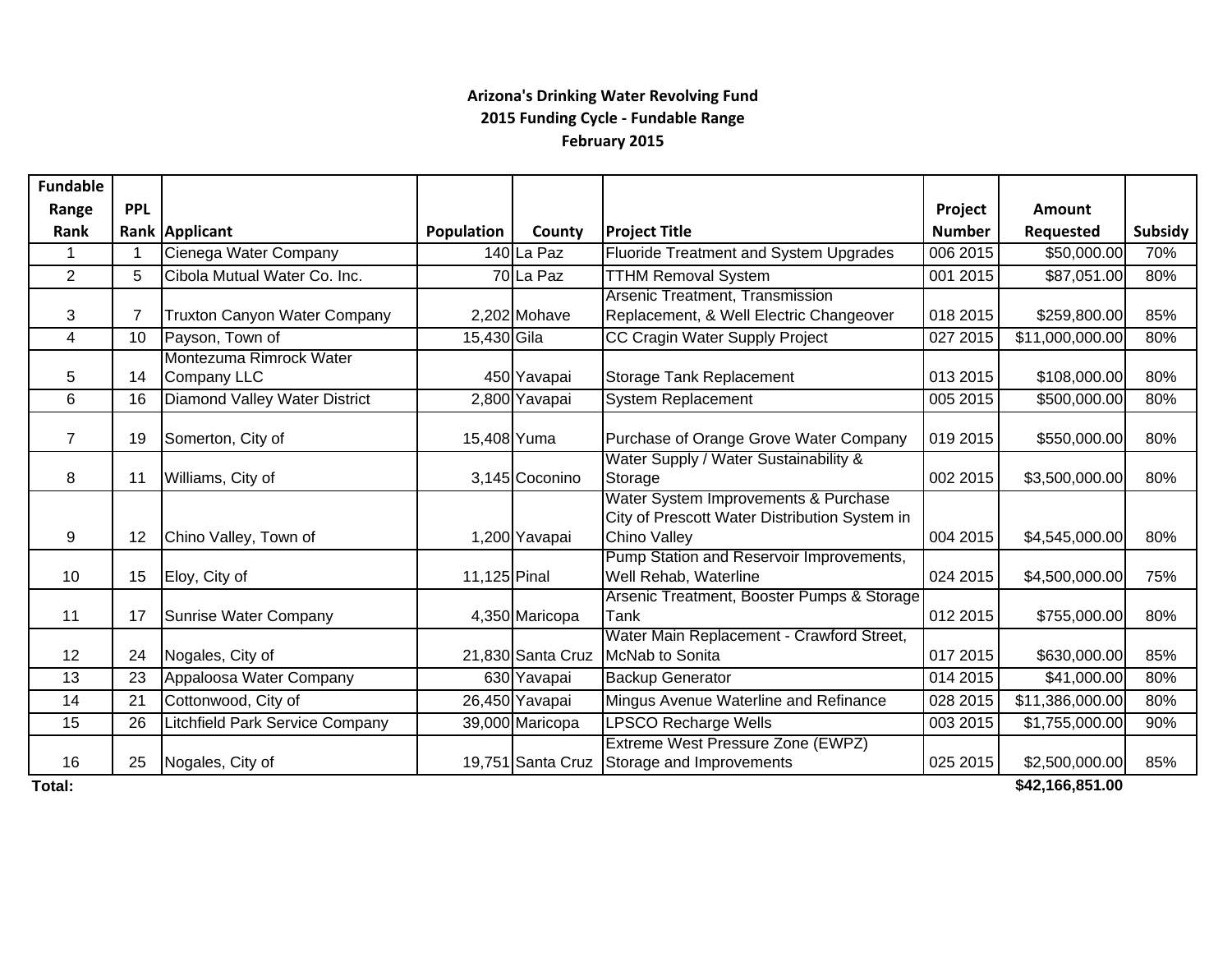**Arizona's Drinking Water Revolving Fund**
**2015 Funding Cycle - Fundable Range**
**February 2015**

| Fundable Range Rank | PPL Rank | Applicant | Population | County | Project Title | Project Number | Amount Requested | Subsidy |
|---|---|---|---|---|---|---|---|---|
| 1 | 1 | Cienega Water Company | 140 | La Paz | Fluoride Treatment and System Upgrades | 006 2015 | $50,000.00 | 70% |
| 2 | 5 | Cibola Mutual Water Co. Inc. | 70 | La Paz | TTHM Removal System | 001 2015 | $87,051.00 | 80% |
| 3 | 7 | Truxton Canyon Water Company | 2,202 | Mohave | Arsenic Treatment, Transmission Replacement, & Well Electric Changeover | 018 2015 | $259,800.00 | 85% |
| 4 | 10 | Payson, Town of | 15,430 | Gila | CC Cragin Water Supply Project | 027 2015 | $11,000,000.00 | 80% |
| 5 | 14 | Montezuma Rimrock Water Company LLC | 450 | Yavapai | Storage Tank Replacement | 013 2015 | $108,000.00 | 80% |
| 6 | 16 | Diamond Valley Water District | 2,800 | Yavapai | System Replacement | 005 2015 | $500,000.00 | 80% |
| 7 | 19 | Somerton, City of | 15,408 | Yuma | Purchase of Orange Grove Water Company | 019 2015 | $550,000.00 | 80% |
| 8 | 11 | Williams, City of | 3,145 | Coconino | Water Supply / Water Sustainability & Storage | 002 2015 | $3,500,000.00 | 80% |
| 9 | 12 | Chino Valley, Town of | 1,200 | Yavapai | Water System Improvements & Purchase City of Prescott Water Distribution System in Chino Valley | 004 2015 | $4,545,000.00 | 80% |
| 10 | 15 | Eloy, City of | 11,125 | Pinal | Pump Station and Reservoir Improvements, Well Rehab, Waterline | 024 2015 | $4,500,000.00 | 75% |
| 11 | 17 | Sunrise Water Company | 4,350 | Maricopa | Arsenic Treatment, Booster Pumps & Storage Tank | 012 2015 | $755,000.00 | 80% |
| 12 | 24 | Nogales, City of | 21,830 | Santa Cruz | Water Main Replacement - Crawford Street, McNab to Sonita | 017 2015 | $630,000.00 | 85% |
| 13 | 23 | Appaloosa Water Company | 630 | Yavapai | Backup Generator | 014 2015 | $41,000.00 | 80% |
| 14 | 21 | Cottonwood, City of | 26,450 | Yavapai | Mingus Avenue Waterline and Refinance | 028 2015 | $11,386,000.00 | 80% |
| 15 | 26 | Litchfield Park Service Company | 39,000 | Maricopa | LPSCO Recharge Wells | 003 2015 | $1,755,000.00 | 90% |
| 16 | 25 | Nogales, City of | 19,751 | Santa Cruz | Extreme West Pressure Zone (EWPZ) Storage and Improvements | 025 2015 | $2,500,000.00 | 85% |
| **Total:** | | | | | | | **$42,166,851.00** | |